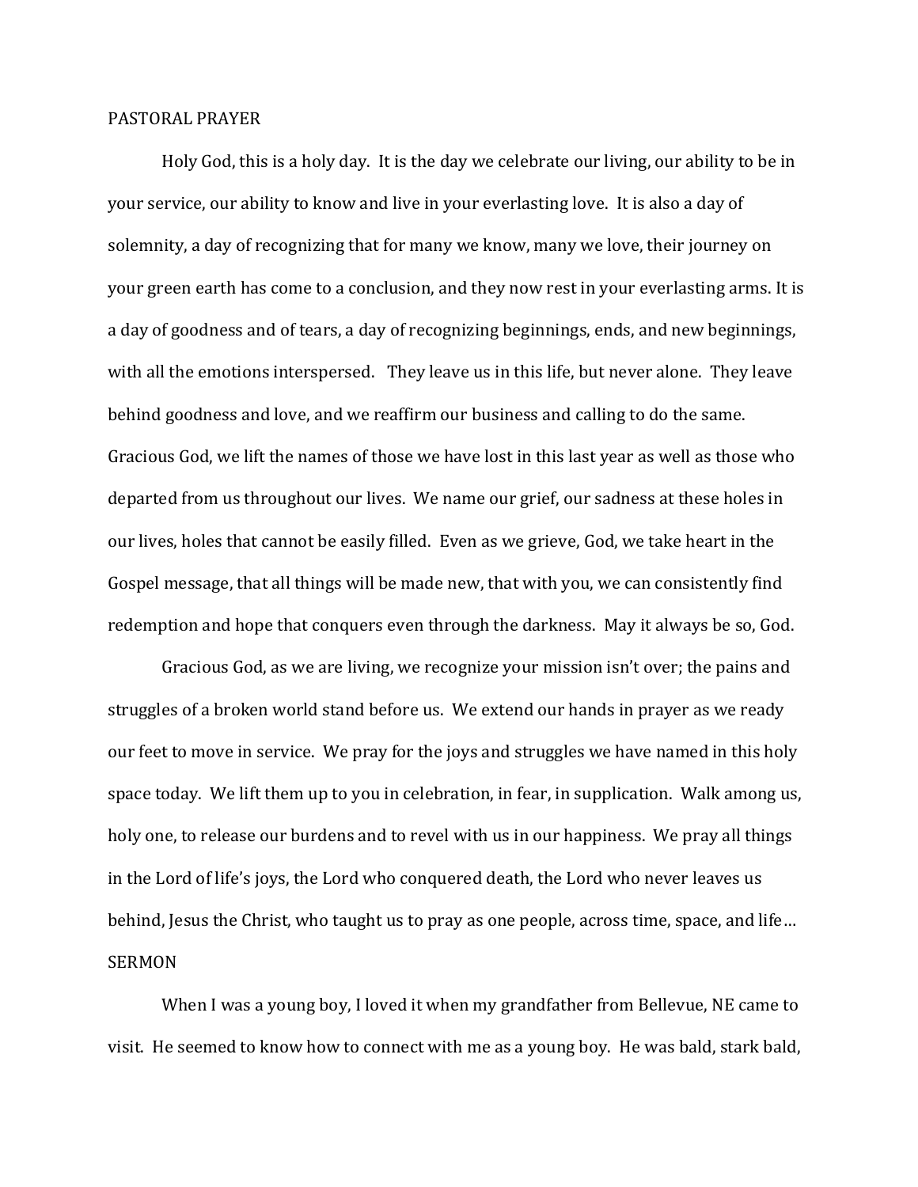PASTORAL PRAYER

Holy God, this is a holy day. It is the day we celebrate our living, our ability to be in your service, our ability to know and live in your everlasting love. It is also a day of solemnity, a day of recognizing that for many we know, many we love, their journey on your green earth has come to a conclusion, and they now rest in your everlasting arms. It is a day of goodness and of tears, a day of recognizing beginnings, ends, and new beginnings, with all the emotions interspersed. They leave us in this life, but never alone. They leave behind goodness and love, and we reaffirm our business and calling to do the same. Gracious God, we lift the names of those we have lost in this last year as well as those who departed from us throughout our lives. We name our grief, our sadness at these holes in our lives, holes that cannot be easily filled. Even as we grieve, God, we take heart in the Gospel message, that all things will be made new, that with you, we can consistently find redemption and hope that conquers even through the darkness. May it always be so, God.

Gracious God, as we are living, we recognize your mission isn't over; the pains and struggles of a broken world stand before us. We extend our hands in prayer as we ready our feet to move in service. We pray for the joys and struggles we have named in this holy space today. We lift them up to you in celebration, in fear, in supplication. Walk among us, holy one, to release our burdens and to revel with us in our happiness. We pray all things in the Lord of life's joys, the Lord who conquered death, the Lord who never leaves us behind, Jesus the Christ, who taught us to pray as one people, across time, space, and life…

SERMON

When I was a young boy, I loved it when my grandfather from Bellevue, NE came to visit. He seemed to know how to connect with me as a young boy. He was bald, stark bald,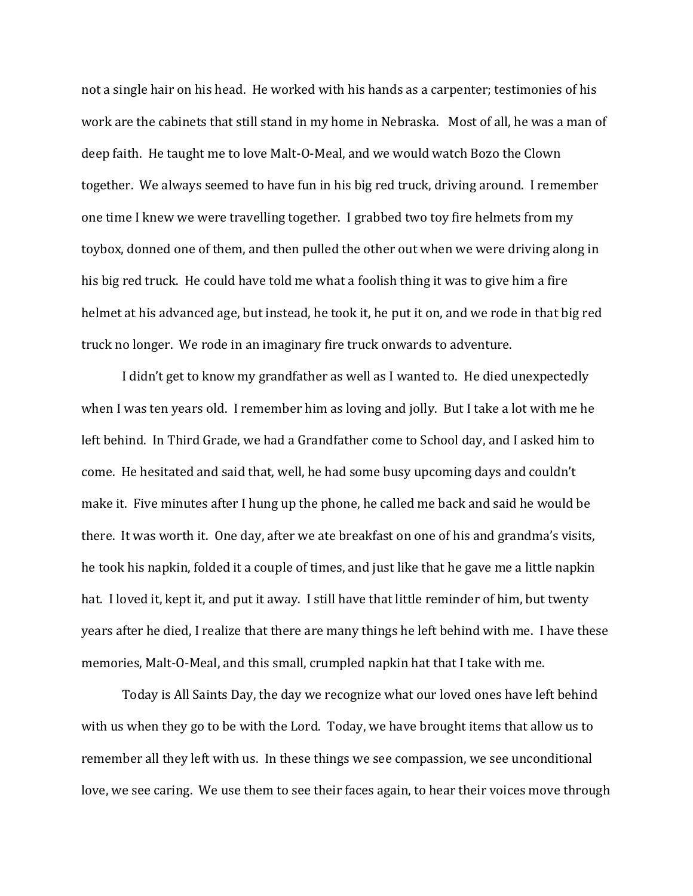not a single hair on his head. He worked with his hands as a carpenter; testimonies of his work are the cabinets that still stand in my home in Nebraska. Most of all, he was a man of deep faith. He taught me to love Malt-O-Meal, and we would watch Bozo the Clown together. We always seemed to have fun in his big red truck, driving around. I remember one time I knew we were travelling together. I grabbed two toy fire helmets from my toybox, donned one of them, and then pulled the other out when we were driving along in his big red truck. He could have told me what a foolish thing it was to give him a fire helmet at his advanced age, but instead, he took it, he put it on, and we rode in that big red truck no longer. We rode in an imaginary fire truck onwards to adventure.

I didn't get to know my grandfather as well as I wanted to. He died unexpectedly when I was ten years old. I remember him as loving and jolly. But I take a lot with me he left behind. In Third Grade, we had a Grandfather come to School day, and I asked him to come. He hesitated and said that, well, he had some busy upcoming days and couldn't make it. Five minutes after I hung up the phone, he called me back and said he would be there. It was worth it. One day, after we ate breakfast on one of his and grandma's visits, he took his napkin, folded it a couple of times, and just like that he gave me a little napkin hat. I loved it, kept it, and put it away. I still have that little reminder of him, but twenty years after he died, I realize that there are many things he left behind with me. I have these memories, Malt-O-Meal, and this small, crumpled napkin hat that I take with me.

Today is All Saints Day, the day we recognize what our loved ones have left behind with us when they go to be with the Lord. Today, we have brought items that allow us to remember all they left with us. In these things we see compassion, we see unconditional love, we see caring. We use them to see their faces again, to hear their voices move through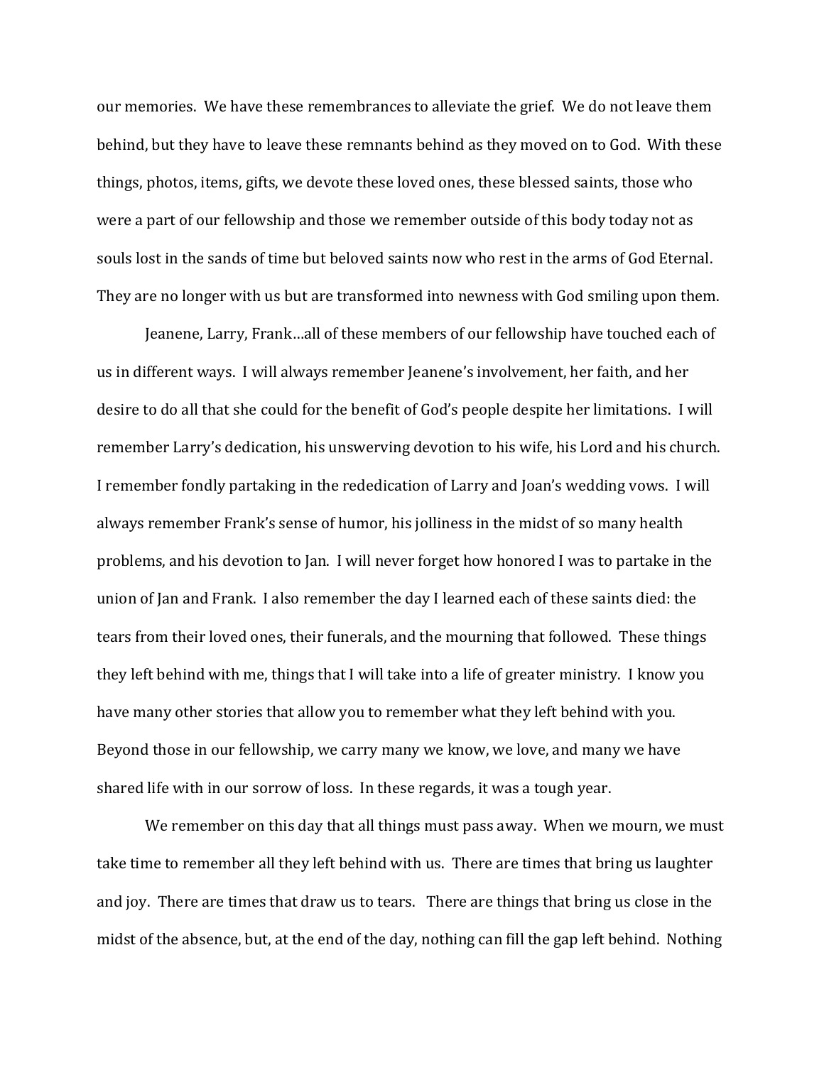our memories. We have these remembrances to alleviate the grief. We do not leave them behind, but they have to leave these remnants behind as they moved on to God. With these things, photos, items, gifts, we devote these loved ones, these blessed saints, those who were a part of our fellowship and those we remember outside of this body today not as souls lost in the sands of time but beloved saints now who rest in the arms of God Eternal. They are no longer with us but are transformed into newness with God smiling upon them.

Jeanene, Larry, Frank…all of these members of our fellowship have touched each of us in different ways. I will always remember Jeanene's involvement, her faith, and her desire to do all that she could for the benefit of God's people despite her limitations. I will remember Larry's dedication, his unswerving devotion to his wife, his Lord and his church. I remember fondly partaking in the rededication of Larry and Joan's wedding vows. I will always remember Frank's sense of humor, his jolliness in the midst of so many health problems, and his devotion to Jan. I will never forget how honored I was to partake in the union of Jan and Frank. I also remember the day I learned each of these saints died: the tears from their loved ones, their funerals, and the mourning that followed. These things they left behind with me, things that I will take into a life of greater ministry. I know you have many other stories that allow you to remember what they left behind with you. Beyond those in our fellowship, we carry many we know, we love, and many we have shared life with in our sorrow of loss. In these regards, it was a tough year.

We remember on this day that all things must pass away. When we mourn, we must take time to remember all they left behind with us. There are times that bring us laughter and joy. There are times that draw us to tears. There are things that bring us close in the midst of the absence, but, at the end of the day, nothing can fill the gap left behind. Nothing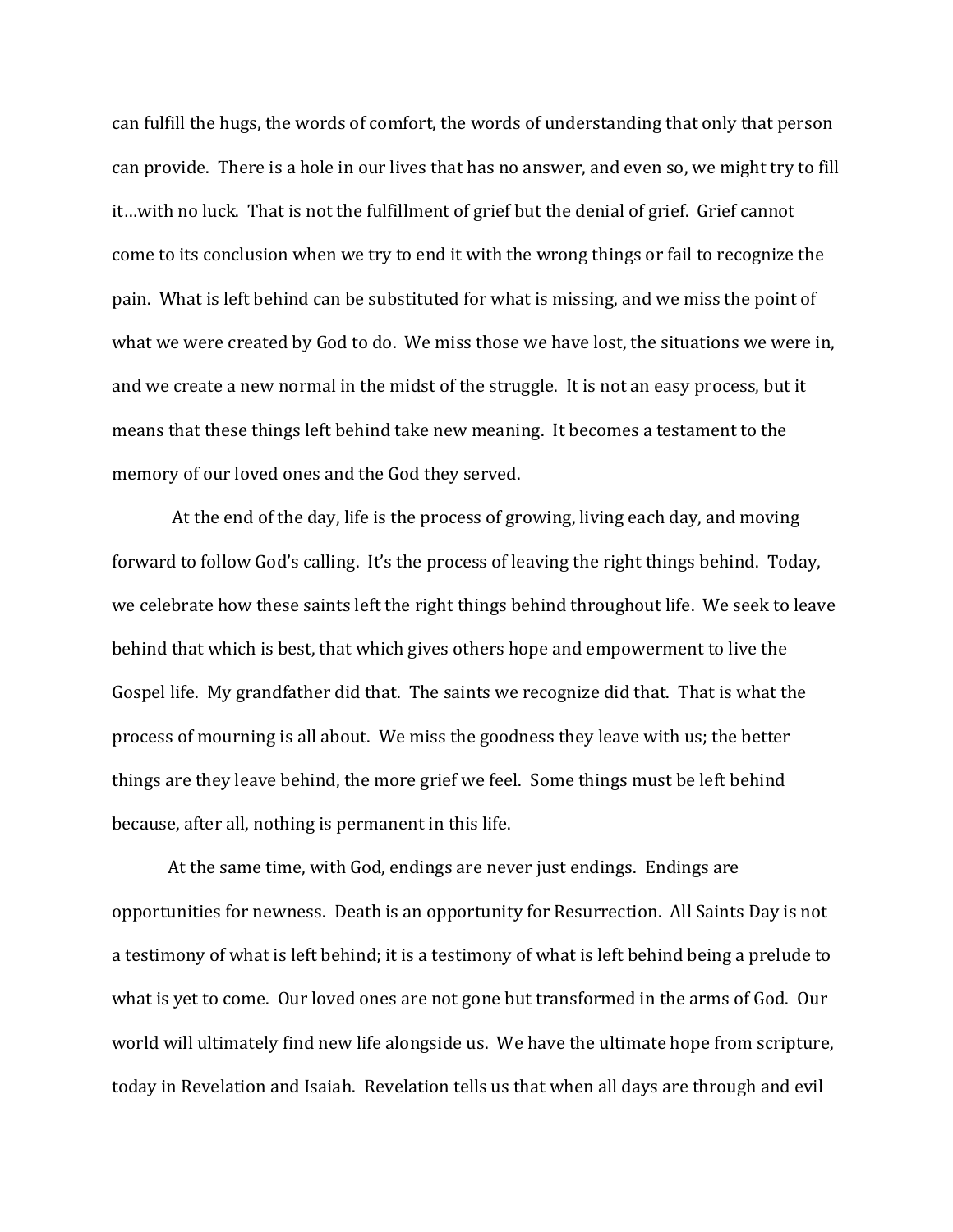can fulfill the hugs, the words of comfort, the words of understanding that only that person can provide. There is a hole in our lives that has no answer, and even so, we might try to fill it…with no luck. That is not the fulfillment of grief but the denial of grief. Grief cannot come to its conclusion when we try to end it with the wrong things or fail to recognize the pain. What is left behind can be substituted for what is missing, and we miss the point of what we were created by God to do. We miss those we have lost, the situations we were in, and we create a new normal in the midst of the struggle. It is not an easy process, but it means that these things left behind take new meaning. It becomes a testament to the memory of our loved ones and the God they served.

At the end of the day, life is the process of growing, living each day, and moving forward to follow God's calling. It's the process of leaving the right things behind. Today, we celebrate how these saints left the right things behind throughout life. We seek to leave behind that which is best, that which gives others hope and empowerment to live the Gospel life. My grandfather did that. The saints we recognize did that. That is what the process of mourning is all about. We miss the goodness they leave with us; the better things are they leave behind, the more grief we feel. Some things must be left behind because, after all, nothing is permanent in this life.

At the same time, with God, endings are never just endings. Endings are opportunities for newness. Death is an opportunity for Resurrection. All Saints Day is not a testimony of what is left behind; it is a testimony of what is left behind being a prelude to what is yet to come. Our loved ones are not gone but transformed in the arms of God. Our world will ultimately find new life alongside us. We have the ultimate hope from scripture, today in Revelation and Isaiah. Revelation tells us that when all days are through and evil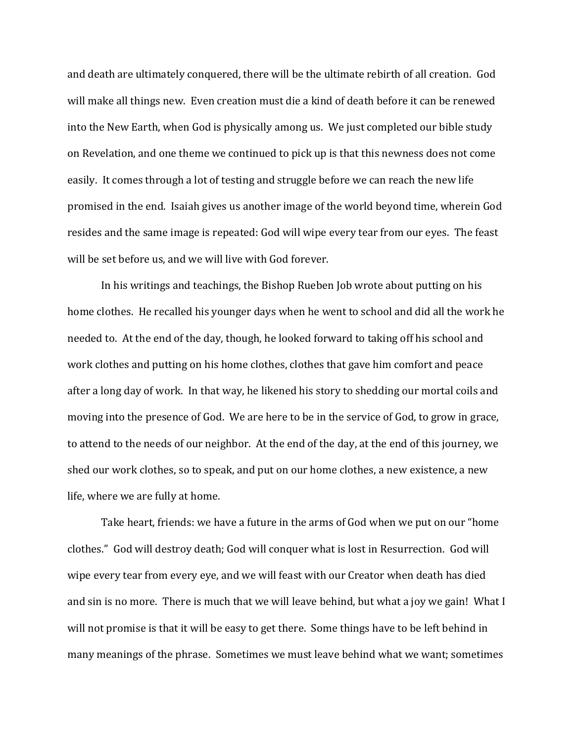and death are ultimately conquered, there will be the ultimate rebirth of all creation. God will make all things new. Even creation must die a kind of death before it can be renewed into the New Earth, when God is physically among us. We just completed our bible study on Revelation, and one theme we continued to pick up is that this newness does not come easily. It comes through a lot of testing and struggle before we can reach the new life promised in the end. Isaiah gives us another image of the world beyond time, wherein God resides and the same image is repeated: God will wipe every tear from our eyes. The feast will be set before us, and we will live with God forever.

In his writings and teachings, the Bishop Rueben Job wrote about putting on his home clothes. He recalled his younger days when he went to school and did all the work he needed to. At the end of the day, though, he looked forward to taking off his school and work clothes and putting on his home clothes, clothes that gave him comfort and peace after a long day of work. In that way, he likened his story to shedding our mortal coils and moving into the presence of God. We are here to be in the service of God, to grow in grace, to attend to the needs of our neighbor. At the end of the day, at the end of this journey, we shed our work clothes, so to speak, and put on our home clothes, a new existence, a new life, where we are fully at home.

Take heart, friends: we have a future in the arms of God when we put on our "home clothes." God will destroy death; God will conquer what is lost in Resurrection. God will wipe every tear from every eye, and we will feast with our Creator when death has died and sin is no more. There is much that we will leave behind, but what a joy we gain! What I will not promise is that it will be easy to get there. Some things have to be left behind in many meanings of the phrase. Sometimes we must leave behind what we want; sometimes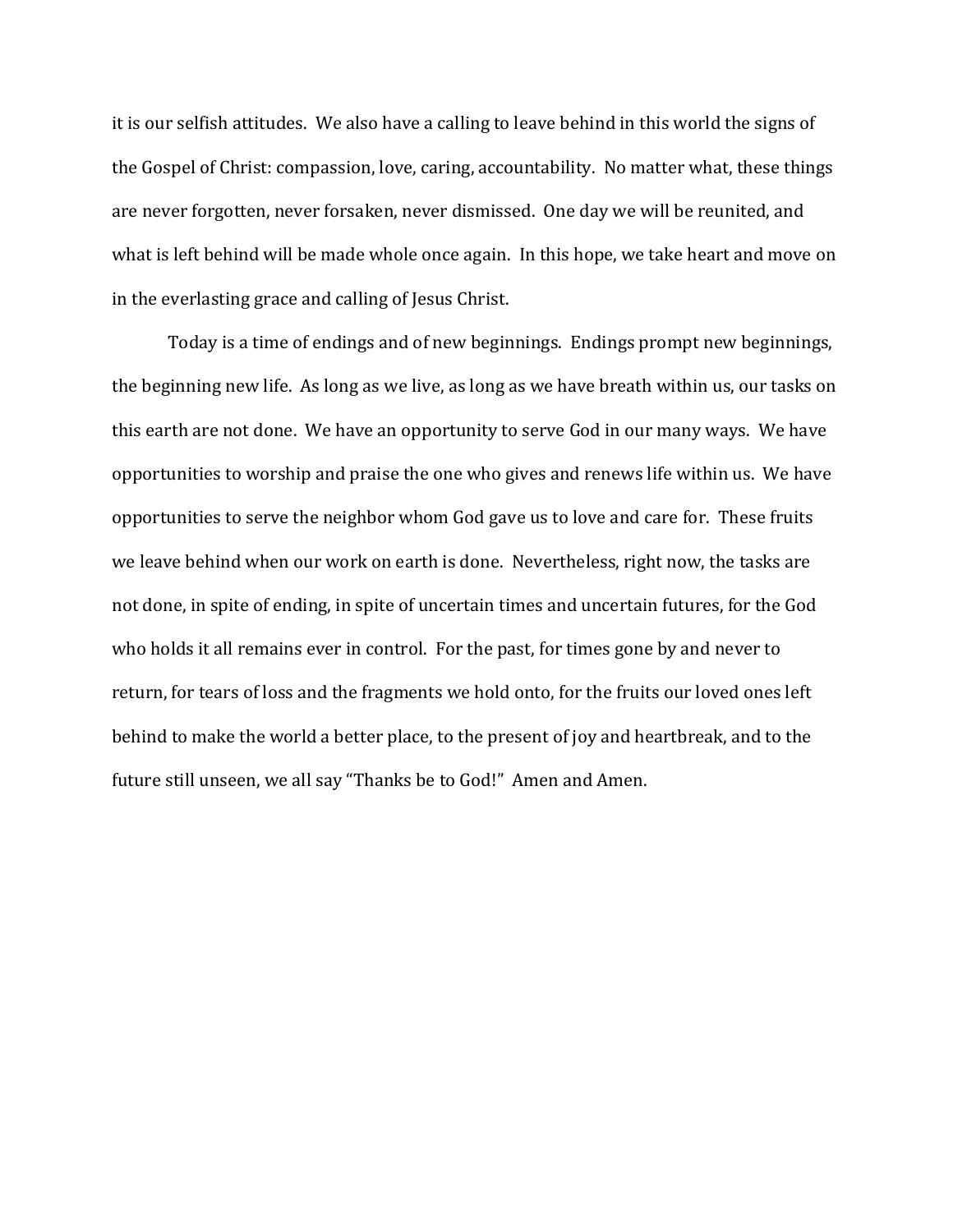it is our selfish attitudes. We also have a calling to leave behind in this world the signs of the Gospel of Christ: compassion, love, caring, accountability. No matter what, these things are never forgotten, never forsaken, never dismissed. One day we will be reunited, and what is left behind will be made whole once again. In this hope, we take heart and move on in the everlasting grace and calling of Jesus Christ.

Today is a time of endings and of new beginnings. Endings prompt new beginnings, the beginning new life. As long as we live, as long as we have breath within us, our tasks on this earth are not done. We have an opportunity to serve God in our many ways. We have opportunities to worship and praise the one who gives and renews life within us. We have opportunities to serve the neighbor whom God gave us to love and care for. These fruits we leave behind when our work on earth is done. Nevertheless, right now, the tasks are not done, in spite of ending, in spite of uncertain times and uncertain futures, for the God who holds it all remains ever in control. For the past, for times gone by and never to return, for tears of loss and the fragments we hold onto, for the fruits our loved ones left behind to make the world a better place, to the present of joy and heartbreak, and to the future still unseen, we all say "Thanks be to God!" Amen and Amen.